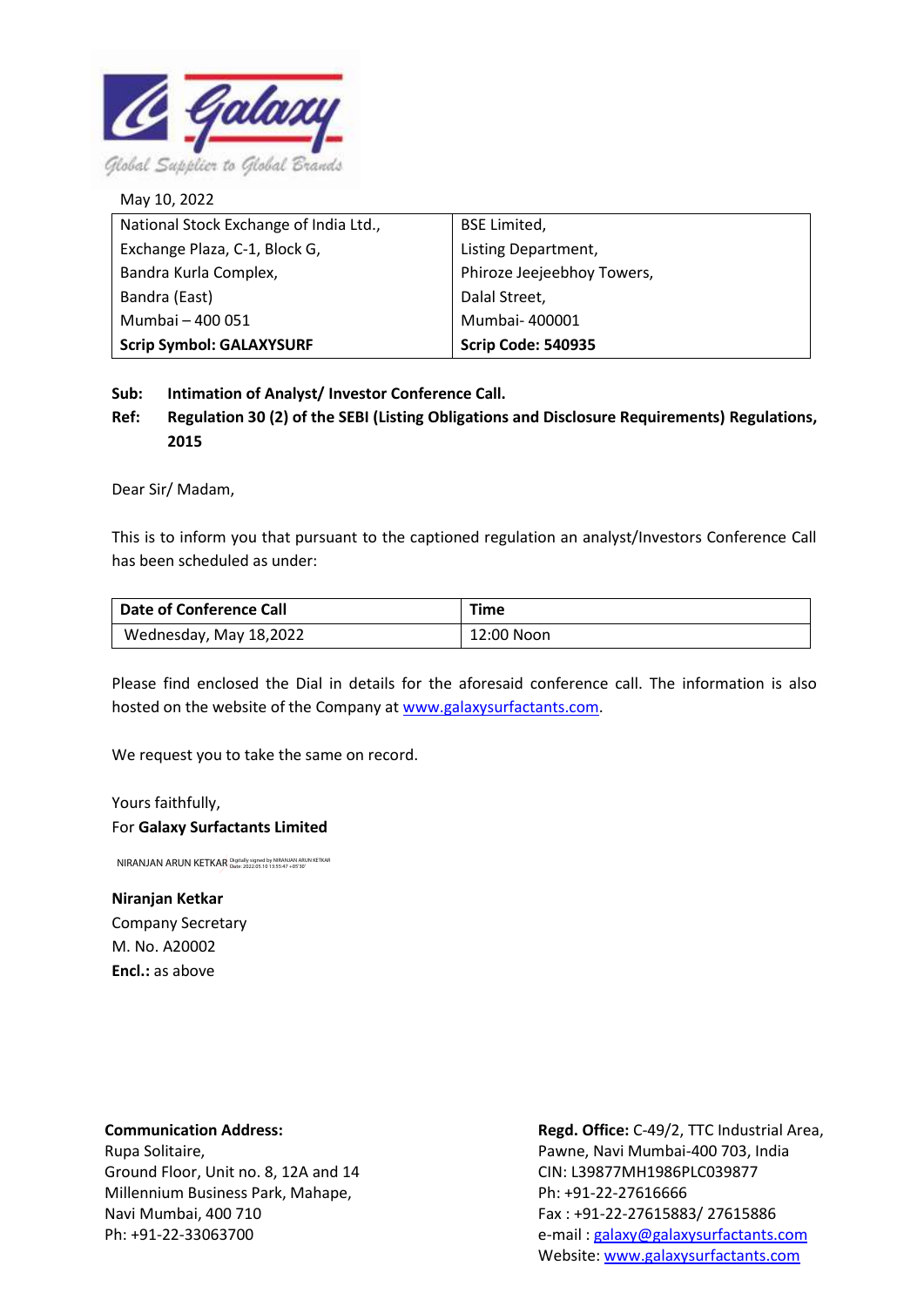May 10, 2022

| National Stock Exchange of India Ltd., | BSE Limited, |
|---|---|
| Exchange Plaza, C-1, Block G, | Listing Department, |
| Bandra Kurla Complex, | Phiroze Jeejeebhoy Towers, |
| Bandra (East) | Dalal Street, |
| Mumbai – 400 051 | Mumbai- 400001 |
| **Scrip Symbol: GALAXYSURF** | **Scrip Code: 540935** |

**Sub: Intimation of Analyst/ Investor Conference Call.**

**Ref: Regulation 30 (2) of the SEBI (Listing Obligations and Disclosure Requirements) Regulations, 2015**

Dear Sir/ Madam,

This is to inform you that pursuant to the captioned regulation an analyst/Investors Conference Call has been scheduled as under:

| Date of Conference Call | Time |
|---|---|
| Wednesday, May 18,2022 | 12:00 Noon |

Please find enclosed the Dial in details for the aforesaid conference call. The information is also hosted on the website of the Company at www.galaxysurfactants.com.

We request you to take the same on record.

Yours faithfully,
For **Galaxy Surfactants Limited**

NIRANJAN ARUN KETKAR Digitally signed by NIRANJAN ARUN KETKAR Date: 2022.05.10 13:55:47 +05'30'

**Niranjan Ketkar**
Company Secretary
M. No. A20002
**Encl.:** as above

**Communication Address:**
Rupa Solitaire,
Ground Floor, Unit no. 8, 12A and 14
Millennium Business Park, Mahape,
Navi Mumbai, 400 710
Ph: +91-22-33063700

**Regd. Office:** C-49/2, TTC Industrial Area,
Pawne, Navi Mumbai-400 703, India
CIN: L39877MH1986PLC039877
Ph: +91-22-27616666
Fax : +91-22-27615883/ 27615886
e-mail : galaxy@galaxysurfactants.com
Website: www.galaxysurfactants.com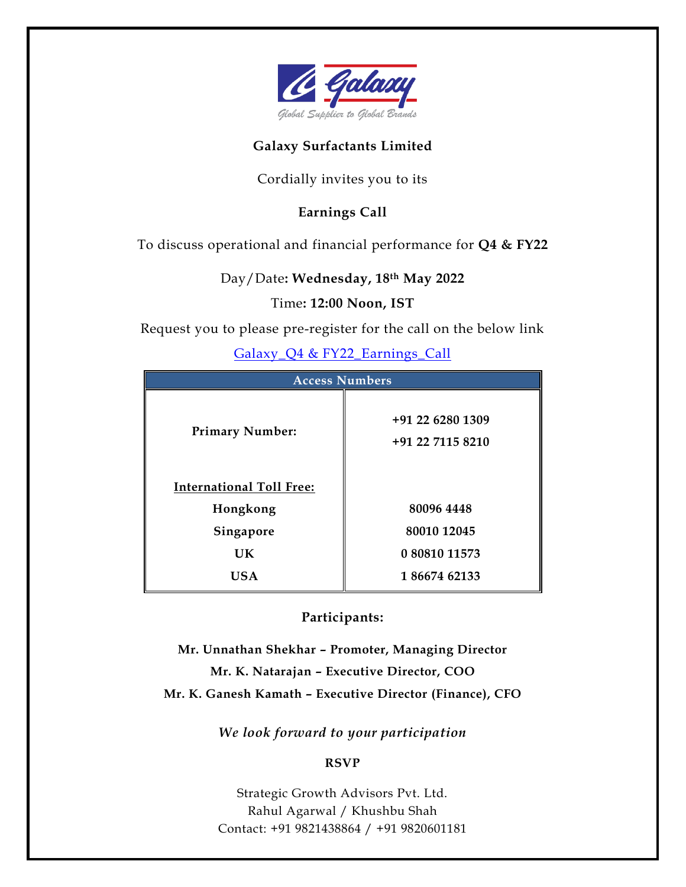Galaxy

Global Supplier to Global Brands

**Galaxy Surfactants Limited**

Cordially invites you to its

**Earnings Call**

To discuss operational and financial performance for **Q4 & FY22**

Day/Date**: Wednesday, 18th May 2022**

Time**: 12:00 Noon, IST**

Request you to please pre-register for the call on the below link

Galaxy_Q4 & FY22_Earnings_Call

| Access Numbers | |
|---|---|
| **Primary Number:** | **+91 22 6280 1309**<br>**+91 22 7115 8210** |
| **International Toll Free:** | |
| **Hongkong** | **80096 4448** |
| **Singapore** | **80010 12045** |
| **UK** | **0 80810 11573** |
| **USA** | **1 86674 62133** |

**Participants:**

**Mr. Unnathan Shekhar – Promoter, Managing Director**

**Mr. K. Natarajan – Executive Director, COO**

**Mr. K. Ganesh Kamath – Executive Director (Finance), CFO**

***We look forward to your participation***

**RSVP**

Strategic Growth Advisors Pvt. Ltd.
Rahul Agarwal / Khushbu Shah
Contact: +91 9821438864 / +91 9820601181